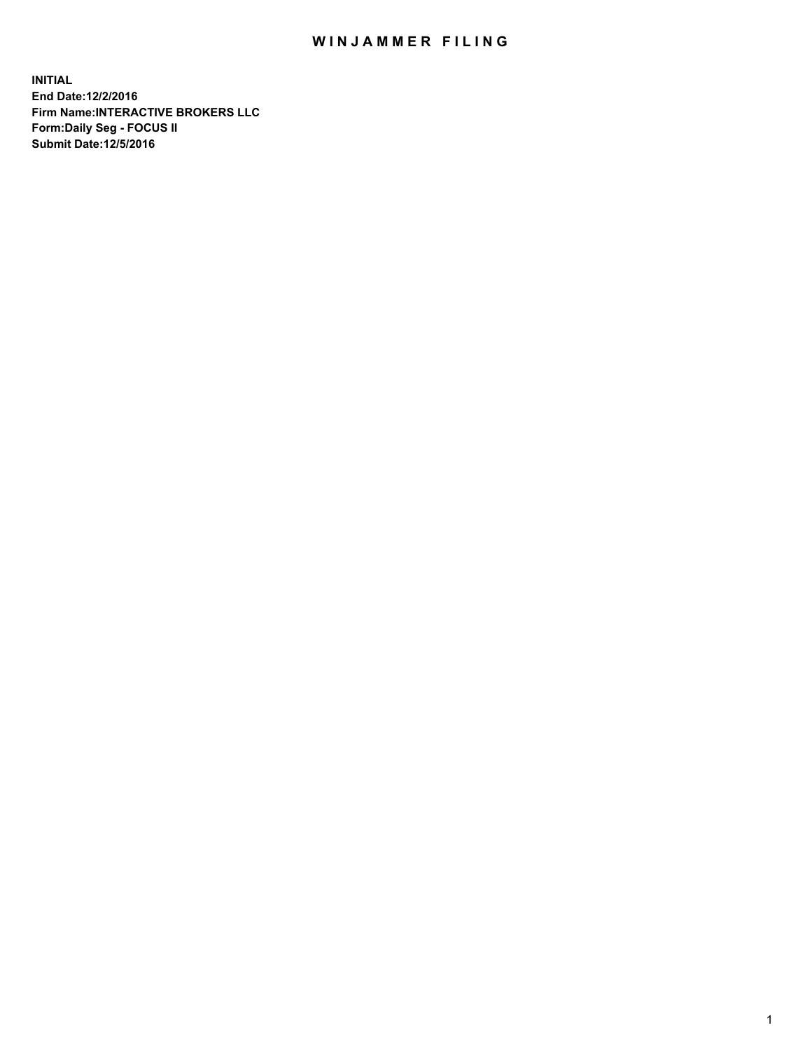# WINJAMMER FILING

**INITIAL**
**End Date:12/2/2016**
**Firm Name:INTERACTIVE BROKERS LLC**
**Form:Daily Seg - FOCUS II**
**Submit Date:12/5/2016**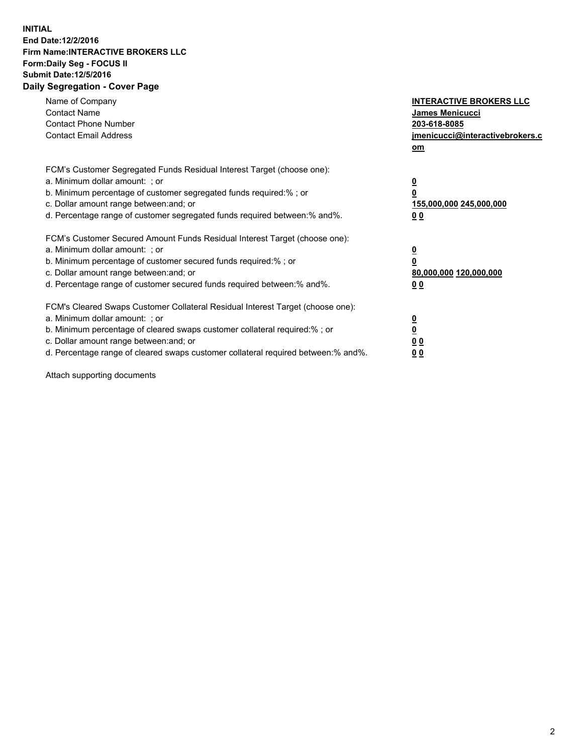**INITIAL**
**End Date:12/2/2016**
**Firm Name:INTERACTIVE BROKERS LLC**
**Form:Daily Seg - FOCUS II**
**Submit Date:12/5/2016**
**Daily Segregation - Cover Page**

| | |
|---|---|
| Name of Company | **INTERACTIVE BROKERS LLC** |
| Contact Name | **James Menicucci** |
| Contact Phone Number | **203-618-8085** |
| Contact Email Address | **jmenicucci@interactivebrokers.com** |
| | |
| FCM's Customer Segregated Funds Residual Interest Target (choose one): | |
| a. Minimum dollar amount: ; or | **0** |
| b. Minimum percentage of customer segregated funds required:% ; or | **0** |
| c. Dollar amount range between:and; or | **155,000,000 245,000,000** |
| d. Percentage range of customer segregated funds required between:% and%. | **0 0** |
| | |
| FCM's Customer Secured Amount Funds Residual Interest Target (choose one): | |
| a. Minimum dollar amount: ; or | **0** |
| b. Minimum percentage of customer secured funds required:% ; or | **0** |
| c. Dollar amount range between:and; or | **80,000,000 120,000,000** |
| d. Percentage range of customer secured funds required between:% and%. | **0 0** |
| | |
| FCM's Cleared Swaps Customer Collateral Residual Interest Target (choose one): | |
| a. Minimum dollar amount: ; or | **0** |
| b. Minimum percentage of cleared swaps customer collateral required:% ; or | **0** |
| c. Dollar amount range between:and; or | **0 0** |
| d. Percentage range of cleared swaps customer collateral required between:% and%. | **0 0** |

Attach supporting documents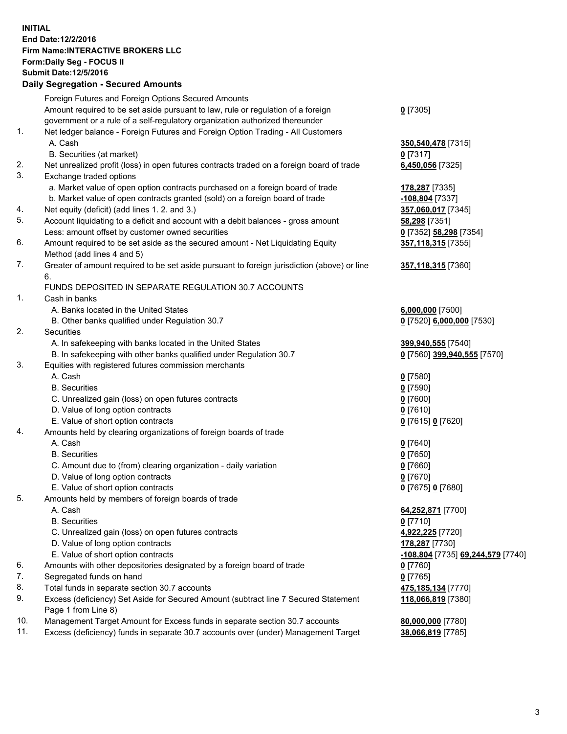**INITIAL**
**End Date:12/2/2016**
**Firm Name:INTERACTIVE BROKERS LLC**
**Form:Daily Seg - FOCUS II**
**Submit Date:12/5/2016**
**Daily Segregation - Secured Amounts**

| | | |
|---|---|---|
| | Foreign Futures and Foreign Options Secured Amounts | |
| | Amount required to be set aside pursuant to law, rule or regulation of a foreign government or a rule of a self-regulatory organization authorized thereunder | **0** [7305] |
| 1. | Net ledger balance - Foreign Futures and Foreign Option Trading - All Customers | |
| | A. Cash | **350,540,478** [7315] |
| | B. Securities (at market) | **0** [7317] |
| 2. | Net unrealized profit (loss) in open futures contracts traded on a foreign board of trade | **6,450,056** [7325] |
| 3. | Exchange traded options | |
| | a. Market value of open option contracts purchased on a foreign board of trade | **178,287** [7335] |
| | b. Market value of open contracts granted (sold) on a foreign board of trade | **-108,804** [7337] |
| 4. | Net equity (deficit) (add lines 1. 2. and 3.) | **357,060,017** [7345] |
| 5. | Account liquidating to a deficit and account with a debit balances - gross amount | **58,298** [7351] |
| | Less: amount offset by customer owned securities | **0** [7352] **58,298** [7354] |
| 6. | Amount required to be set aside as the secured amount - Net Liquidating Equity Method (add lines 4 and 5) | **357,118,315** [7355] |
| 7. | Greater of amount required to be set aside pursuant to foreign jurisdiction (above) or line 6. | **357,118,315** [7360] |
| | FUNDS DEPOSITED IN SEPARATE REGULATION 30.7 ACCOUNTS | |
| 1. | Cash in banks | |
| | A. Banks located in the United States | **6,000,000** [7500] |
| | B. Other banks qualified under Regulation 30.7 | **0** [7520] **6,000,000** [7530] |
| 2. | Securities | |
| | A. In safekeeping with banks located in the United States | **399,940,555** [7540] |
| | B. In safekeeping with other banks qualified under Regulation 30.7 | **0** [7560] **399,940,555** [7570] |
| 3. | Equities with registered futures commission merchants | |
| | A. Cash | **0** [7580] |
| | B. Securities | **0** [7590] |
| | C. Unrealized gain (loss) on open futures contracts | **0** [7600] |
| | D. Value of long option contracts | **0** [7610] |
| | E. Value of short option contracts | **0** [7615] **0** [7620] |
| 4. | Amounts held by clearing organizations of foreign boards of trade | |
| | A. Cash | **0** [7640] |
| | B. Securities | **0** [7650] |
| | C. Amount due to (from) clearing organization - daily variation | **0** [7660] |
| | D. Value of long option contracts | **0** [7670] |
| | E. Value of short option contracts | **0** [7675] **0** [7680] |
| 5. | Amounts held by members of foreign boards of trade | |
| | A. Cash | **64,252,871** [7700] |
| | B. Securities | **0** [7710] |
| | C. Unrealized gain (loss) on open futures contracts | **4,922,225** [7720] |
| | D. Value of long option contracts | **178,287** [7730] |
| | E. Value of short option contracts | **-108,804** [7735] **69,244,579** [7740] |
| 6. | Amounts with other depositories designated by a foreign board of trade | **0** [7760] |
| 7. | Segregated funds on hand | **0** [7765] |
| 8. | Total funds in separate section 30.7 accounts | **475,185,134** [7770] |
| 9. | Excess (deficiency) Set Aside for Secured Amount (subtract line 7 Secured Statement Page 1 from Line 8) | **118,066,819** [7380] |
| 10. | Management Target Amount for Excess funds in separate section 30.7 accounts | **80,000,000** [7780] |
| 11. | Excess (deficiency) funds in separate 30.7 accounts over (under) Management Target | **38,066,819** [7785] |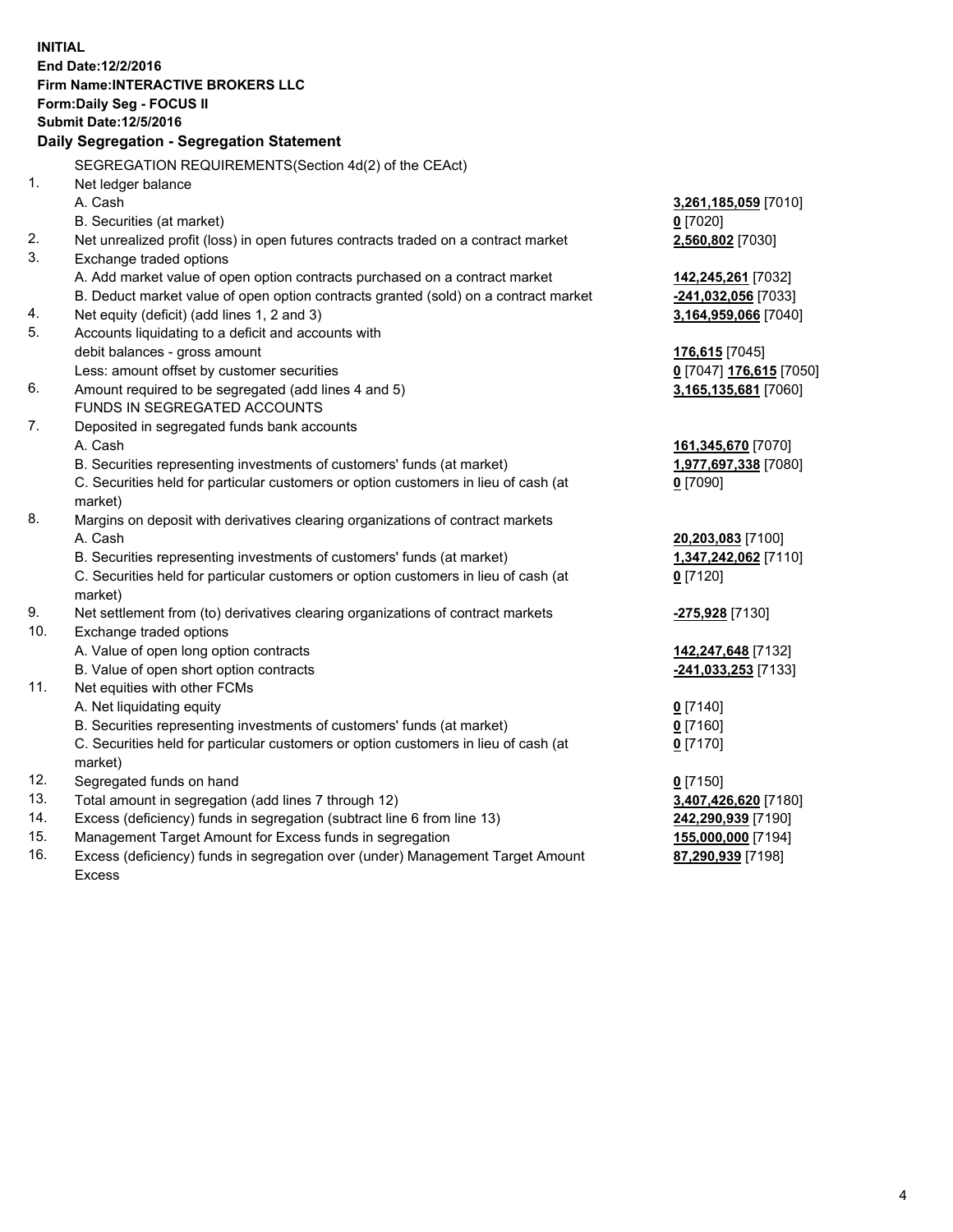**INITIAL**
**End Date:12/2/2016**
**Firm Name:INTERACTIVE BROKERS LLC**
**Form:Daily Seg - FOCUS II**
**Submit Date:12/5/2016**

**Daily Segregation - Segregation Statement**

SEGREGATION REQUIREMENTS(Section 4d(2) of the CEAct)

| | | |
|---|---|---|
| 1. | Net ledger balance | |
| | A. Cash | **3,261,185,059** [7010] |
| | B. Securities (at market) | **0** [7020] |
| 2. | Net unrealized profit (loss) in open futures contracts traded on a contract market | **2,560,802** [7030] |
| 3. | Exchange traded options | |
| | A. Add market value of open option contracts purchased on a contract market | **142,245,261** [7032] |
| | B. Deduct market value of open option contracts granted (sold) on a contract market | **-241,032,056** [7033] |
| 4. | Net equity (deficit) (add lines 1, 2 and 3) | **3,164,959,066** [7040] |
| 5. | Accounts liquidating to a deficit and accounts with | |
| | debit balances - gross amount | **176,615** [7045] |
| | Less: amount offset by customer securities | **0** [7047] **176,615** [7050] |
| 6. | Amount required to be segregated (add lines 4 and 5) | **3,165,135,681** [7060] |
| | FUNDS IN SEGREGATED ACCOUNTS | |
| 7. | Deposited in segregated funds bank accounts | |
| | A. Cash | **161,345,670** [7070] |
| | B. Securities representing investments of customers' funds (at market) | **1,977,697,338** [7080] |
| | C. Securities held for particular customers or option customers in lieu of cash (at market) | **0** [7090] |
| 8. | Margins on deposit with derivatives clearing organizations of contract markets | |
| | A. Cash | **20,203,083** [7100] |
| | B. Securities representing investments of customers' funds (at market) | **1,347,242,062** [7110] |
| | C. Securities held for particular customers or option customers in lieu of cash (at market) | **0** [7120] |
| 9. | Net settlement from (to) derivatives clearing organizations of contract markets | **-275,928** [7130] |
| 10. | Exchange traded options | |
| | A. Value of open long option contracts | **142,247,648** [7132] |
| | B. Value of open short option contracts | **-241,033,253** [7133] |
| 11. | Net equities with other FCMs | |
| | A. Net liquidating equity | **0** [7140] |
| | B. Securities representing investments of customers' funds (at market) | **0** [7160] |
| | C. Securities held for particular customers or option customers in lieu of cash (at market) | **0** [7170] |
| 12. | Segregated funds on hand | **0** [7150] |
| 13. | Total amount in segregation (add lines 7 through 12) | **3,407,426,620** [7180] |
| 14. | Excess (deficiency) funds in segregation (subtract line 6 from line 13) | **242,290,939** [7190] |
| 15. | Management Target Amount for Excess funds in segregation | **155,000,000** [7194] |
| 16. | Excess (deficiency) funds in segregation over (under) Management Target Amount Excess | **87,290,939** [7198] |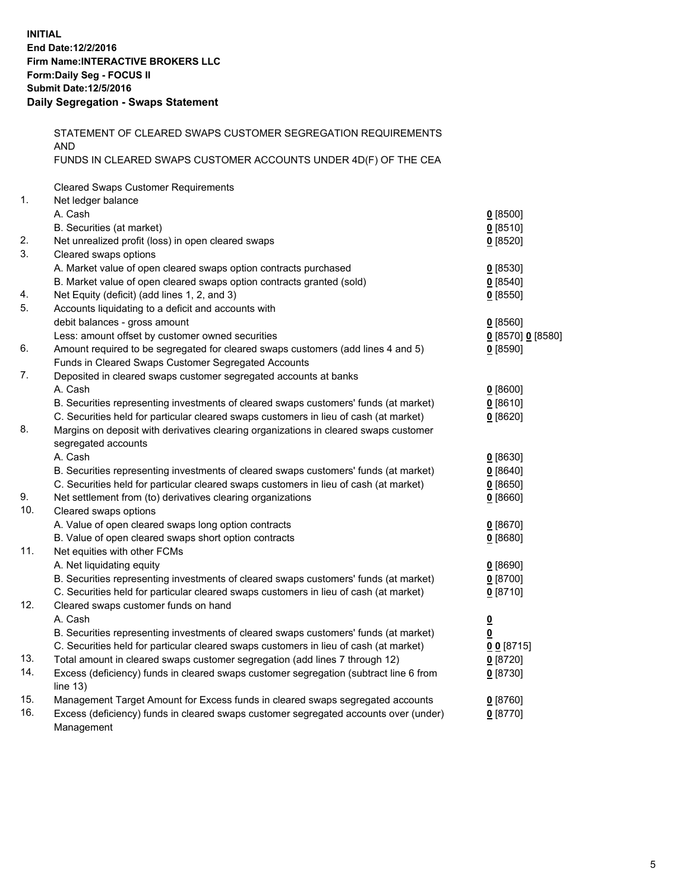**INITIAL**
**End Date:12/2/2016**
**Firm Name:INTERACTIVE BROKERS LLC**
**Form:Daily Seg - FOCUS II**
**Submit Date:12/5/2016**
**Daily Segregation - Swaps Statement**

STATEMENT OF CLEARED SWAPS CUSTOMER SEGREGATION REQUIREMENTS AND FUNDS IN CLEARED SWAPS CUSTOMER ACCOUNTS UNDER 4D(F) OF THE CEA

| | | |
|---|---|---|
| | Cleared Swaps Customer Requirements | |
| 1. | Net ledger balance | |
| | A. Cash | 0 [8500] |
| | B. Securities (at market) | 0 [8510] |
| 2. | Net unrealized profit (loss) in open cleared swaps | 0 [8520] |
| 3. | Cleared swaps options | |
| | A. Market value of open cleared swaps option contracts purchased | 0 [8530] |
| | B. Market value of open cleared swaps option contracts granted (sold) | 0 [8540] |
| 4. | Net Equity (deficit) (add lines 1, 2, and 3) | 0 [8550] |
| 5. | Accounts liquidating to a deficit and accounts with debit balances - gross amount | 0 [8560] |
| | Less: amount offset by customer owned securities | 0 [8570] 0 [8580] |
| 6. | Amount required to be segregated for cleared swaps customers (add lines 4 and 5) | 0 [8590] |
| | Funds in Cleared Swaps Customer Segregated Accounts | |
| 7. | Deposited in cleared swaps customer segregated accounts at banks | |
| | A. Cash | 0 [8600] |
| | B. Securities representing investments of cleared swaps customers' funds (at market) | 0 [8610] |
| | C. Securities held for particular cleared swaps customers in lieu of cash (at market) | 0 [8620] |
| 8. | Margins on deposit with derivatives clearing organizations in cleared swaps customer segregated accounts | |
| | A. Cash | 0 [8630] |
| | B. Securities representing investments of cleared swaps customers' funds (at market) | 0 [8640] |
| | C. Securities held for particular cleared swaps customers in lieu of cash (at market) | 0 [8650] |
| 9. | Net settlement from (to) derivatives clearing organizations | 0 [8660] |
| 10. | Cleared swaps options | |
| | A. Value of open cleared swaps long option contracts | 0 [8670] |
| | B. Value of open cleared swaps short option contracts | 0 [8680] |
| 11. | Net equities with other FCMs | |
| | A. Net liquidating equity | 0 [8690] |
| | B. Securities representing investments of cleared swaps customers' funds (at market) | 0 [8700] |
| | C. Securities held for particular cleared swaps customers in lieu of cash (at market) | 0 [8710] |
| 12. | Cleared swaps customer funds on hand | |
| | A. Cash | 0 |
| | B. Securities representing investments of cleared swaps customers' funds (at market) | 0 |
| | C. Securities held for particular cleared swaps customers in lieu of cash (at market) | 0 0 [8715] |
| 13. | Total amount in cleared swaps customer segregation (add lines 7 through 12) | 0 [8720] |
| 14. | Excess (deficiency) funds in cleared swaps customer segregation (subtract line 6 from line 13) | 0 [8730] |
| 15. | Management Target Amount for Excess funds in cleared swaps segregated accounts | 0 [8760] |
| 16. | Excess (deficiency) funds in cleared swaps customer segregated accounts over (under) Management | 0 [8770] |